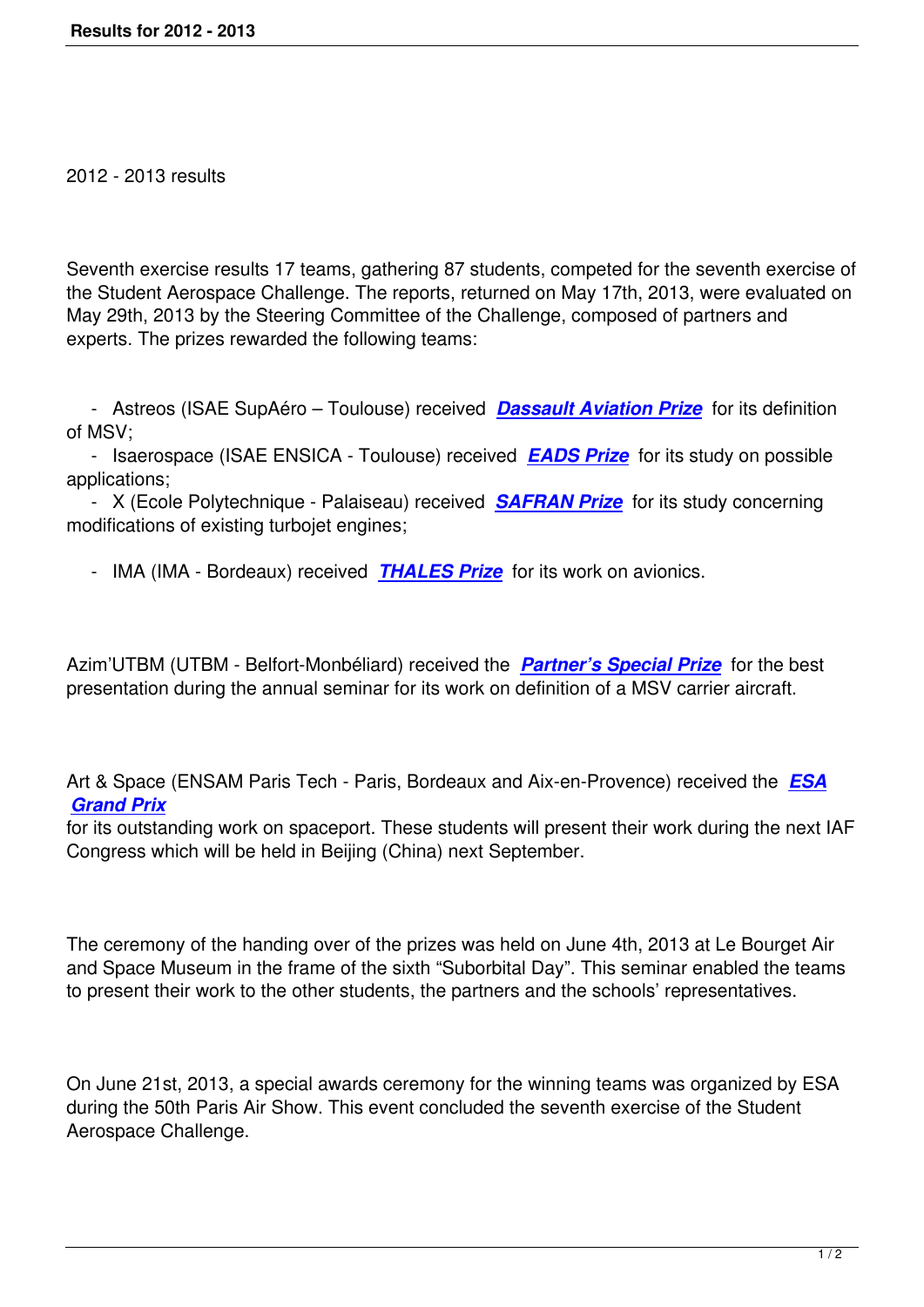2012 - 2013 results

Seventh exercise results 17 teams, gathering 87 students, competed for the seventh exercise of the Student Aerospace Challenge. The reports, returned on May 17th, 2013, were evaluated on May 29th, 2013 by the Steering Committee of the Challenge, composed of partners and experts. The prizes rewarded the following teams:

- Astreos (ISAE SupAéro – Toulouse) received ***Dassault Aviation Prize*** for its definition of MSV;
- Isaerospace (ISAE ENSICA - Toulouse) received ***EADS Prize*** for its study on possible applications;
- X (Ecole Polytechnique - Palaiseau) received ***SAFRAN Prize*** for its study concerning modifications of existing turbojet engines;
- IMA (IMA - Bordeaux) received ***THALES Prize*** for its work on avionics.

Azim'UTBM (UTBM - Belfort-Monbéliard) received the ***Partner's Special Prize*** for the best presentation during the annual seminar for its work on definition of a MSV carrier aircraft.

Art & Space (ENSAM Paris Tech - Paris, Bordeaux and Aix-en-Provence) received the ***ESA Grand Prix*** for its outstanding work on spaceport. These students will present their work during the next IAF Congress which will be held in Beijing (China) next September.

The ceremony of the handing over of the prizes was held on June 4th, 2013 at Le Bourget Air and Space Museum in the frame of the sixth "Suborbital Day". This seminar enabled the teams to present their work to the other students, the partners and the schools' representatives.

On June 21st, 2013, a special awards ceremony for the winning teams was organized by ESA during the 50th Paris Air Show. This event concluded the seventh exercise of the Student Aerospace Challenge.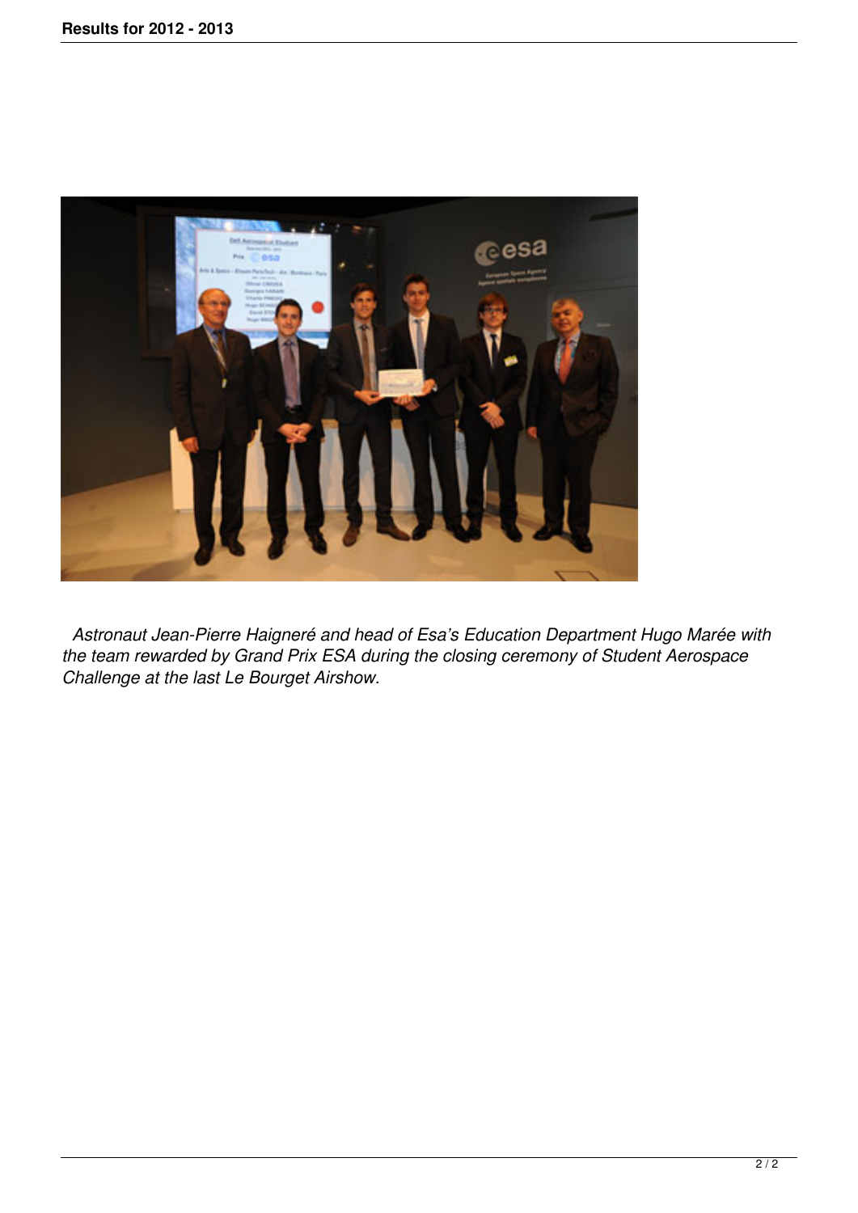*Astronaut Jean-Pierre Haigneré and head of Esa's Education Department Hugo Marée with the team rewarded by Grand Prix ESA during the closing ceremony of Student Aerospace Challenge at the last Le Bourget Airshow.*